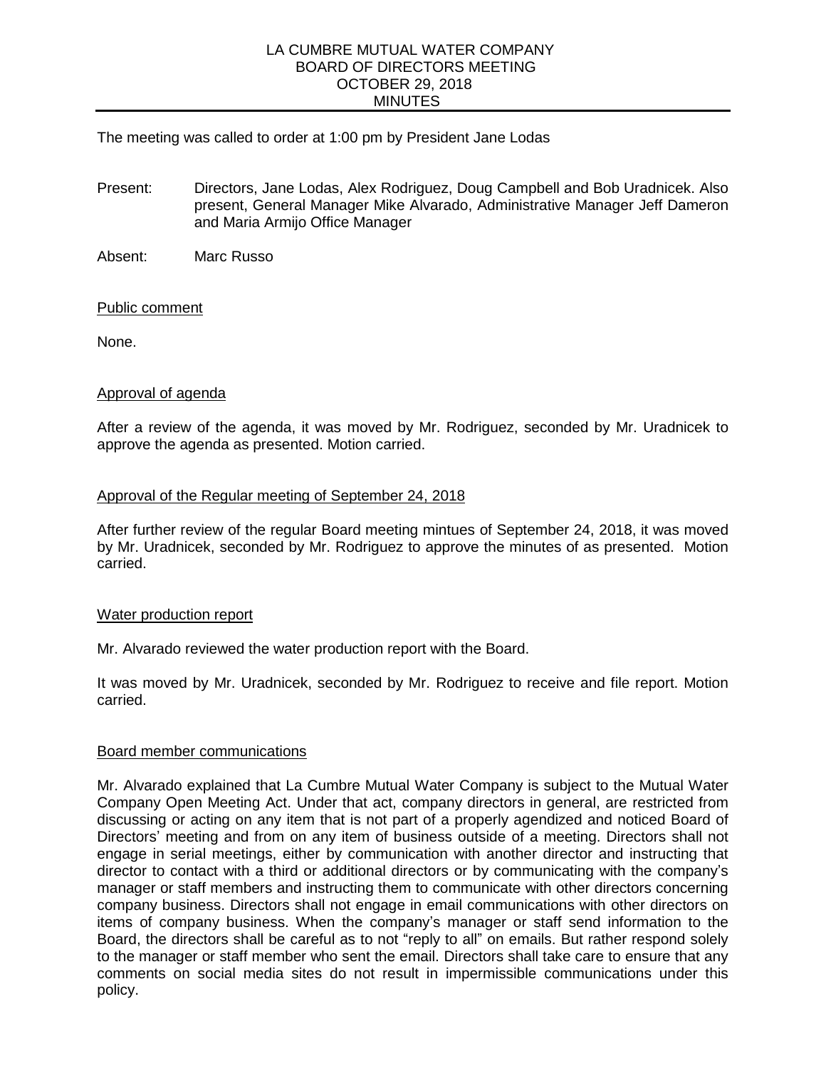# LA CUMBRE MUTUAL WATER COMPANY
## BOARD OF DIRECTORS MEETING
## OCTOBER 29, 2018
## MINUTES

The meeting was called to order at 1:00 pm by President Jane Lodas

Present: Directors, Jane Lodas, Alex Rodriguez, Doug Campbell and Bob Uradnicek. Also present, General Manager Mike Alvarado, Administrative Manager Jeff Dameron and Maria Armijo Office Manager

Absent: Marc Russo

<u>Public comment</u>

None.

<u>Approval of agenda</u>

After a review of the agenda, it was moved by Mr. Rodriguez, seconded by Mr. Uradnicek to approve the agenda as presented. Motion carried.

<u>Approval of the Regular meeting of September 24, 2018</u>

After further review of the regular Board meeting mintues of September 24, 2018, it was moved by Mr. Uradnicek, seconded by Mr. Rodriguez to approve the minutes of as presented. Motion carried.

<u>Water production report</u>

Mr. Alvarado reviewed the water production report with the Board.

It was moved by Mr. Uradnicek, seconded by Mr. Rodriguez to receive and file report. Motion carried.

<u>Board member communications</u>

Mr. Alvarado explained that La Cumbre Mutual Water Company is subject to the Mutual Water Company Open Meeting Act. Under that act, company directors in general, are restricted from discussing or acting on any item that is not part of a properly agendized and noticed Board of Directors' meeting and from on any item of business outside of a meeting. Directors shall not engage in serial meetings, either by communication with another director and instructing that director to contact with a third or additional directors or by communicating with the company's manager or staff members and instructing them to communicate with other directors concerning company business. Directors shall not engage in email communications with other directors on items of company business. When the company's manager or staff send information to the Board, the directors shall be careful as to not "reply to all" on emails. But rather respond solely to the manager or staff member who sent the email. Directors shall take care to ensure that any comments on social media sites do not result in impermissible communications under this policy.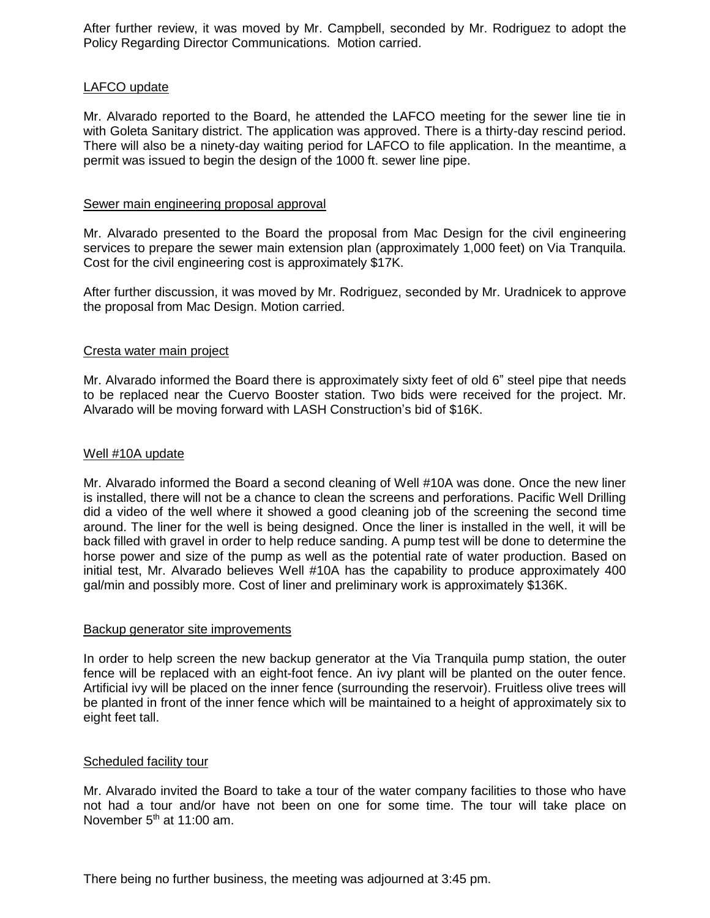After further review, it was moved by Mr. Campbell, seconded by Mr. Rodriguez to adopt the Policy Regarding Director Communications. Motion carried.

## LAFCO update

Mr. Alvarado reported to the Board, he attended the LAFCO meeting for the sewer line tie in with Goleta Sanitary district. The application was approved. There is a thirty-day rescind period. There will also be a ninety-day waiting period for LAFCO to file application. In the meantime, a permit was issued to begin the design of the 1000 ft. sewer line pipe.

## Sewer main engineering proposal approval

Mr. Alvarado presented to the Board the proposal from Mac Design for the civil engineering services to prepare the sewer main extension plan (approximately 1,000 feet) on Via Tranquila. Cost for the civil engineering cost is approximately $17K.

After further discussion, it was moved by Mr. Rodriguez, seconded by Mr. Uradnicek to approve the proposal from Mac Design. Motion carried.

## Cresta water main project

Mr. Alvarado informed the Board there is approximately sixty feet of old 6" steel pipe that needs to be replaced near the Cuervo Booster station. Two bids were received for the project. Mr. Alvarado will be moving forward with LASH Construction's bid of $16K.

## Well #10A update

Mr. Alvarado informed the Board a second cleaning of Well #10A was done. Once the new liner is installed, there will not be a chance to clean the screens and perforations. Pacific Well Drilling did a video of the well where it showed a good cleaning job of the screening the second time around. The liner for the well is being designed. Once the liner is installed in the well, it will be back filled with gravel in order to help reduce sanding. A pump test will be done to determine the horse power and size of the pump as well as the potential rate of water production. Based on initial test, Mr. Alvarado believes Well #10A has the capability to produce approximately 400 gal/min and possibly more. Cost of liner and preliminary work is approximately $136K.

## Backup generator site improvements

In order to help screen the new backup generator at the Via Tranquila pump station, the outer fence will be replaced with an eight-foot fence. An ivy plant will be planted on the outer fence. Artificial ivy will be placed on the inner fence (surrounding the reservoir). Fruitless olive trees will be planted in front of the inner fence which will be maintained to a height of approximately six to eight feet tall.

## Scheduled facility tour

Mr. Alvarado invited the Board to take a tour of the water company facilities to those who have not had a tour and/or have not been on one for some time. The tour will take place on November 5th at 11:00 am.

There being no further business, the meeting was adjourned at 3:45 pm.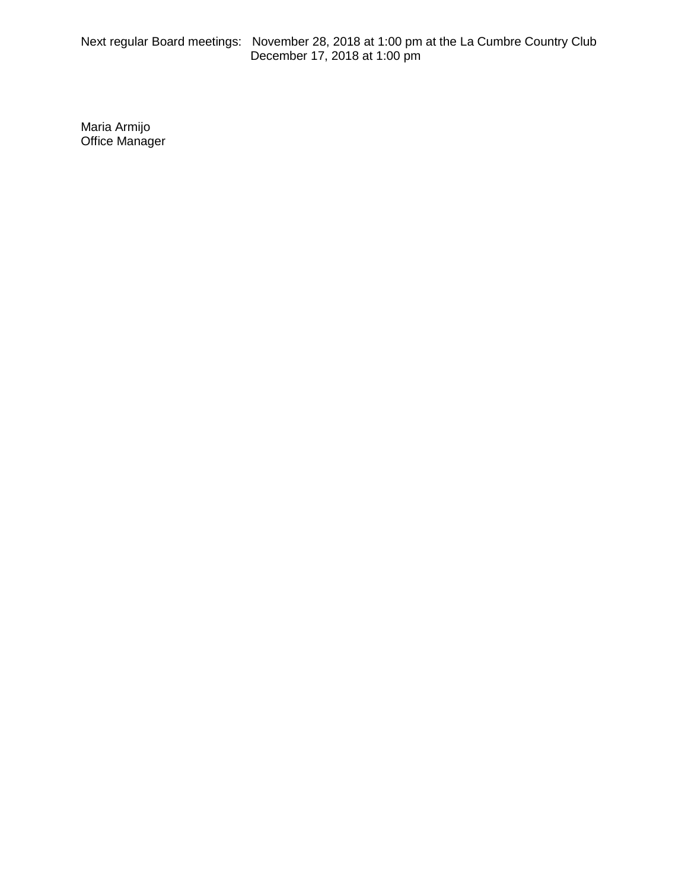Next regular Board meetings: November 28, 2018 at 1:00 pm at the La Cumbre Country Club
December 17, 2018 at 1:00 pm

Maria Armijo
Office Manager